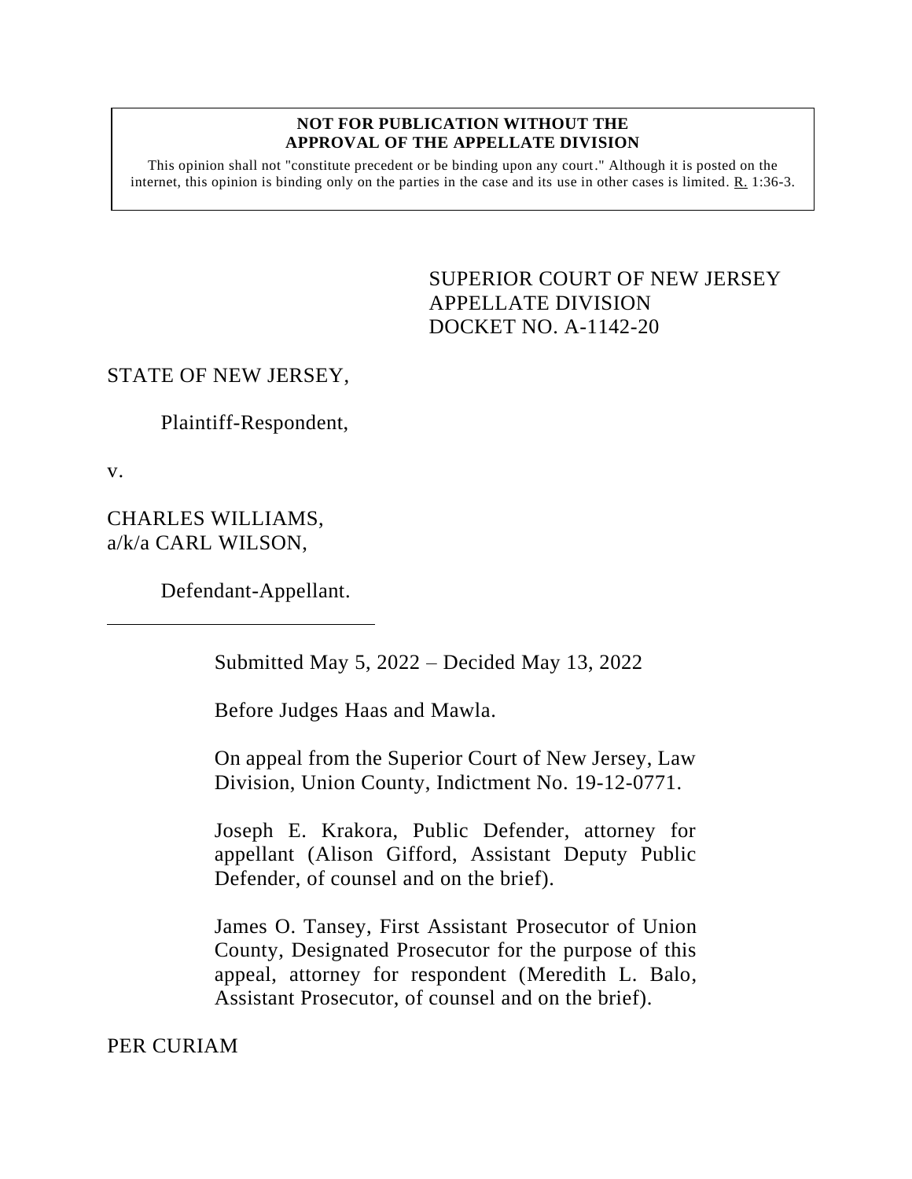**NOT FOR PUBLICATION WITHOUT THE APPROVAL OF THE APPELLATE DIVISION**

This opinion shall not "constitute precedent or be binding upon any court." Although it is posted on the internet, this opinion is binding only on the parties in the case and its use in other cases is limited. R. 1:36-3.

SUPERIOR COURT OF NEW JERSEY
APPELLATE DIVISION
DOCKET NO. A-1142-20

STATE OF NEW JERSEY,

Plaintiff-Respondent,

v.

CHARLES WILLIAMS,
a/k/a CARL WILSON,

Defendant-Appellant.

Submitted May 5, 2022 – Decided May 13, 2022

Before Judges Haas and Mawla.

On appeal from the Superior Court of New Jersey, Law Division, Union County, Indictment No. 19-12-0771.

Joseph E. Krakora, Public Defender, attorney for appellant (Alison Gifford, Assistant Deputy Public Defender, of counsel and on the brief).

James O. Tansey, First Assistant Prosecutor of Union County, Designated Prosecutor for the purpose of this appeal, attorney for respondent (Meredith L. Balo, Assistant Prosecutor, of counsel and on the brief).

PER CURIAM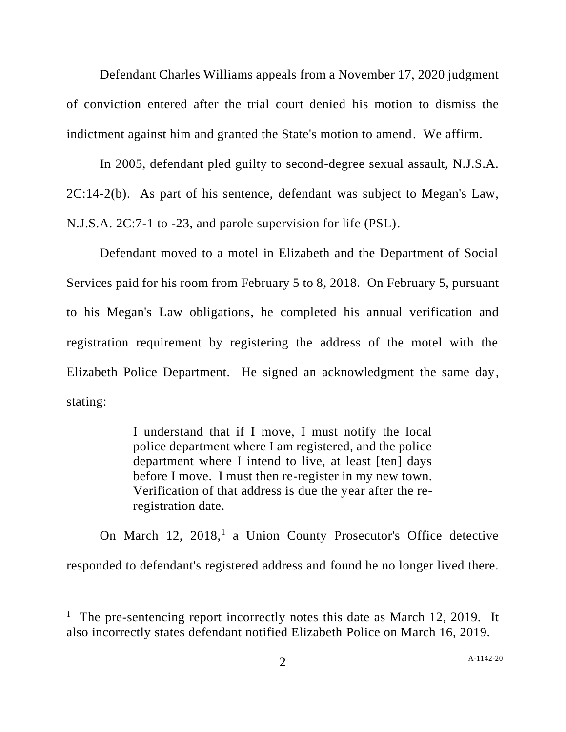Defendant Charles Williams appeals from a November 17, 2020 judgment of conviction entered after the trial court denied his motion to dismiss the indictment against him and granted the State's motion to amend. We affirm.

In 2005, defendant pled guilty to second-degree sexual assault, N.J.S.A. 2C:14-2(b). As part of his sentence, defendant was subject to Megan's Law, N.J.S.A. 2C:7-1 to -23, and parole supervision for life (PSL).

Defendant moved to a motel in Elizabeth and the Department of Social Services paid for his room from February 5 to 8, 2018. On February 5, pursuant to his Megan's Law obligations, he completed his annual verification and registration requirement by registering the address of the motel with the Elizabeth Police Department. He signed an acknowledgment the same day, stating:

> I understand that if I move, I must notify the local police department where I am registered, and the police department where I intend to live, at least [ten] days before I move. I must then re-register in my new town. Verification of that address is due the year after the re-registration date.

On March 12, 2018,[1] a Union County Prosecutor's Office detective responded to defendant's registered address and found he no longer lived there.

[1] The pre-sentencing report incorrectly notes this date as March 12, 2019. It also incorrectly states defendant notified Elizabeth Police on March 16, 2019.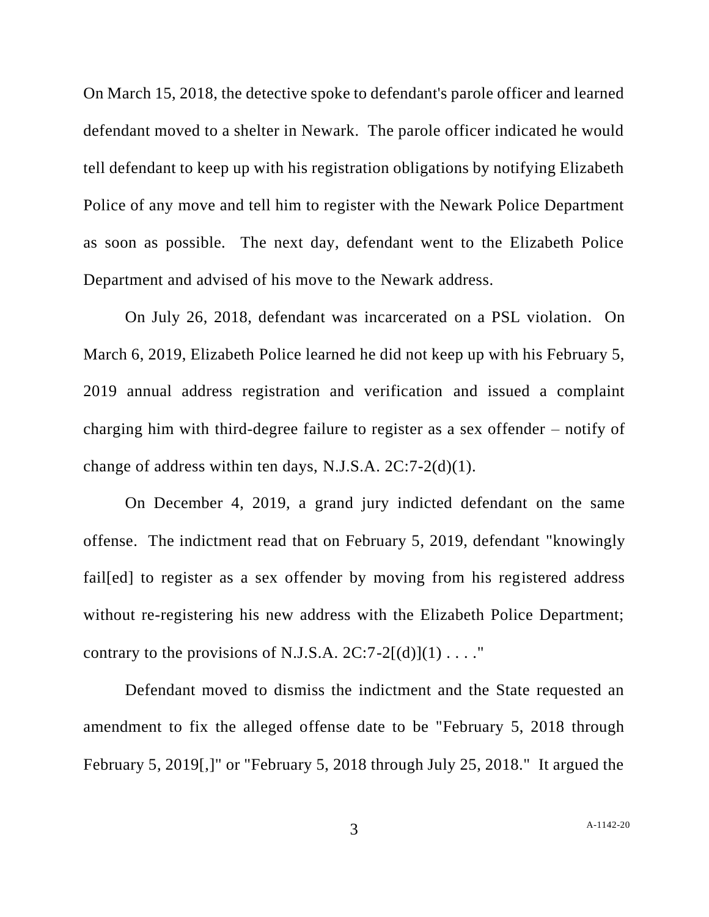On March 15, 2018, the detective spoke to defendant's parole officer and learned defendant moved to a shelter in Newark. The parole officer indicated he would tell defendant to keep up with his registration obligations by notifying Elizabeth Police of any move and tell him to register with the Newark Police Department as soon as possible. The next day, defendant went to the Elizabeth Police Department and advised of his move to the Newark address.

On July 26, 2018, defendant was incarcerated on a PSL violation. On March 6, 2019, Elizabeth Police learned he did not keep up with his February 5, 2019 annual address registration and verification and issued a complaint charging him with third-degree failure to register as a sex offender – notify of change of address within ten days, N.J.S.A. 2C:7-2(d)(1).

On December 4, 2019, a grand jury indicted defendant on the same offense. The indictment read that on February 5, 2019, defendant "knowingly fail[ed] to register as a sex offender by moving from his registered address without re-registering his new address with the Elizabeth Police Department; contrary to the provisions of N.J.S.A. 2C:7-2[(d)](1) . . . ."

Defendant moved to dismiss the indictment and the State requested an amendment to fix the alleged offense date to be "February 5, 2018 through February 5, 2019[,]" or "February 5, 2018 through July 25, 2018." It argued the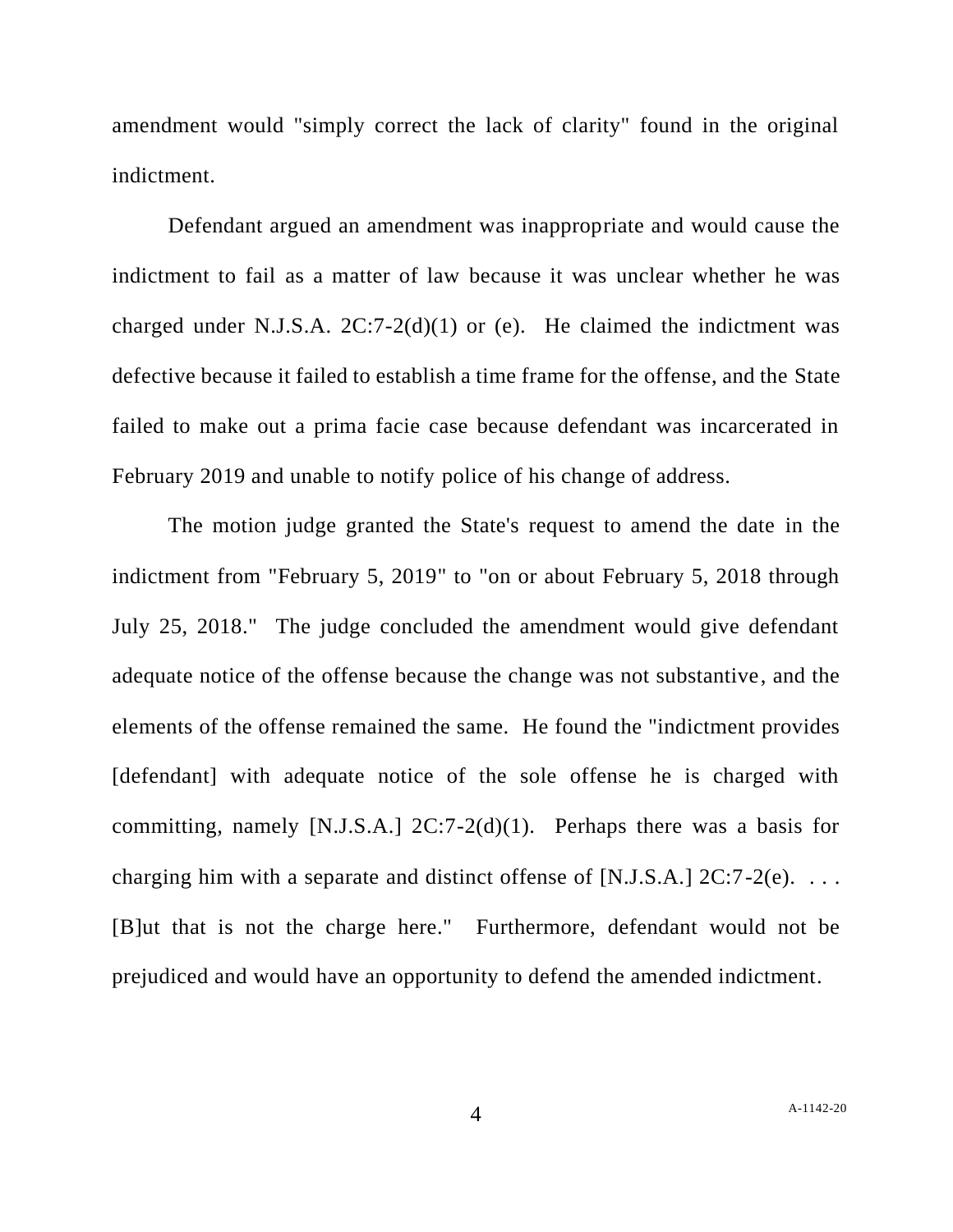amendment would "simply correct the lack of clarity" found in the original indictment.

Defendant argued an amendment was inappropriate and would cause the indictment to fail as a matter of law because it was unclear whether he was charged under N.J.S.A. 2C:7-2(d)(1) or (e). He claimed the indictment was defective because it failed to establish a time frame for the offense, and the State failed to make out a prima facie case because defendant was incarcerated in February 2019 and unable to notify police of his change of address.

The motion judge granted the State's request to amend the date in the indictment from "February 5, 2019" to "on or about February 5, 2018 through July 25, 2018." The judge concluded the amendment would give defendant adequate notice of the offense because the change was not substantive, and the elements of the offense remained the same. He found the "indictment provides [defendant] with adequate notice of the sole offense he is charged with committing, namely [N.J.S.A.] 2C:7-2(d)(1). Perhaps there was a basis for charging him with a separate and distinct offense of [N.J.S.A.] 2C:7-2(e). . . . [B]ut that is not the charge here." Furthermore, defendant would not be prejudiced and would have an opportunity to defend the amended indictment.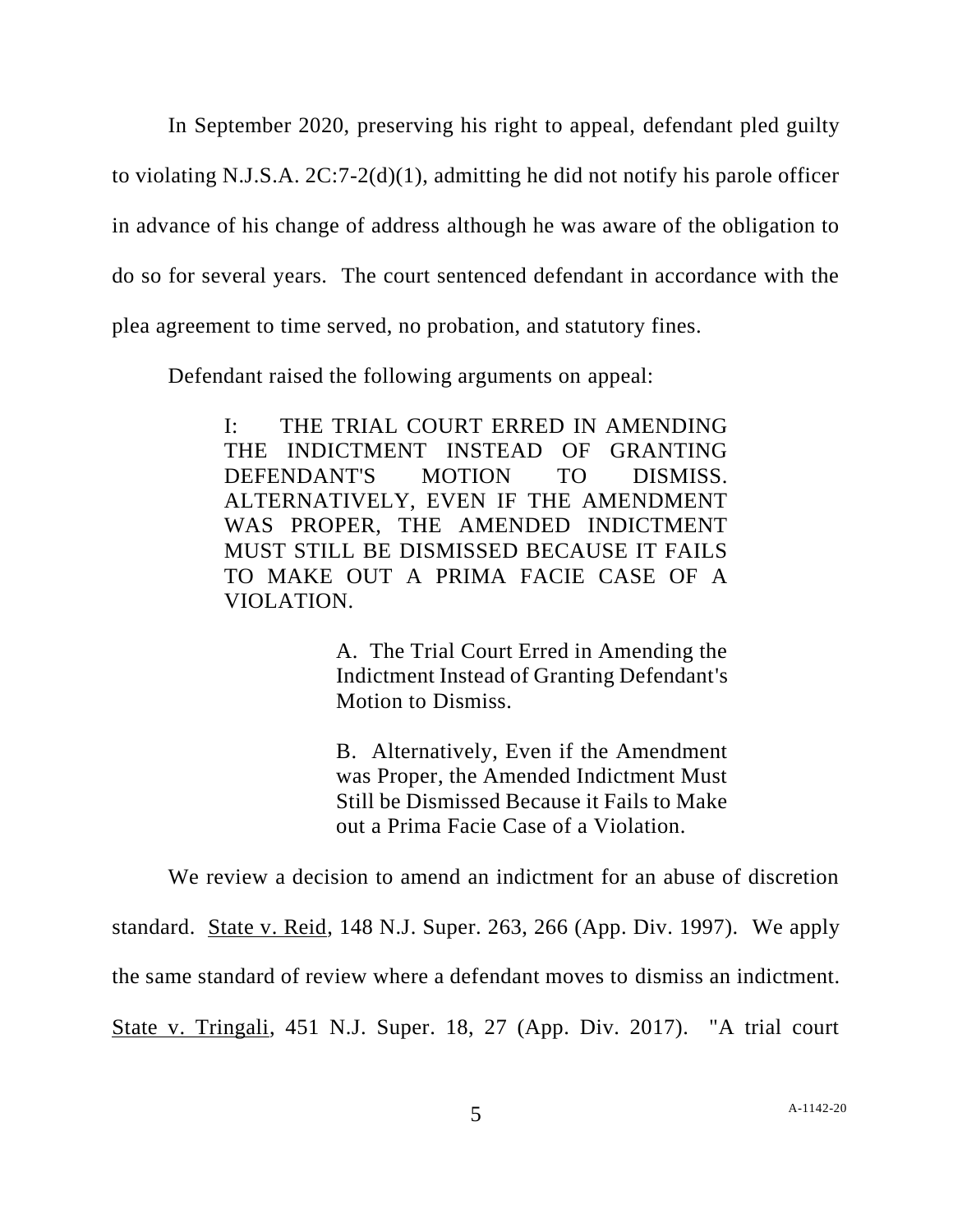In September 2020, preserving his right to appeal, defendant pled guilty to violating N.J.S.A. 2C:7-2(d)(1), admitting he did not notify his parole officer in advance of his change of address although he was aware of the obligation to do so for several years. The court sentenced defendant in accordance with the plea agreement to time served, no probation, and statutory fines.

Defendant raised the following arguments on appeal:

> I: THE TRIAL COURT ERRED IN AMENDING THE INDICTMENT INSTEAD OF GRANTING DEFENDANT'S MOTION TO DISMISS. ALTERNATIVELY, EVEN IF THE AMENDMENT WAS PROPER, THE AMENDED INDICTMENT MUST STILL BE DISMISSED BECAUSE IT FAILS TO MAKE OUT A PRIMA FACIE CASE OF A VIOLATION.
>
> > A. The Trial Court Erred in Amending the Indictment Instead of Granting Defendant's Motion to Dismiss.
> >
> > B. Alternatively, Even if the Amendment was Proper, the Amended Indictment Must Still be Dismissed Because it Fails to Make out a Prima Facie Case of a Violation.

We review a decision to amend an indictment for an abuse of discretion standard. State v. Reid, 148 N.J. Super. 263, 266 (App. Div. 1997). We apply the same standard of review where a defendant moves to dismiss an indictment. State v. Tringali, 451 N.J. Super. 18, 27 (App. Div. 2017). "A trial court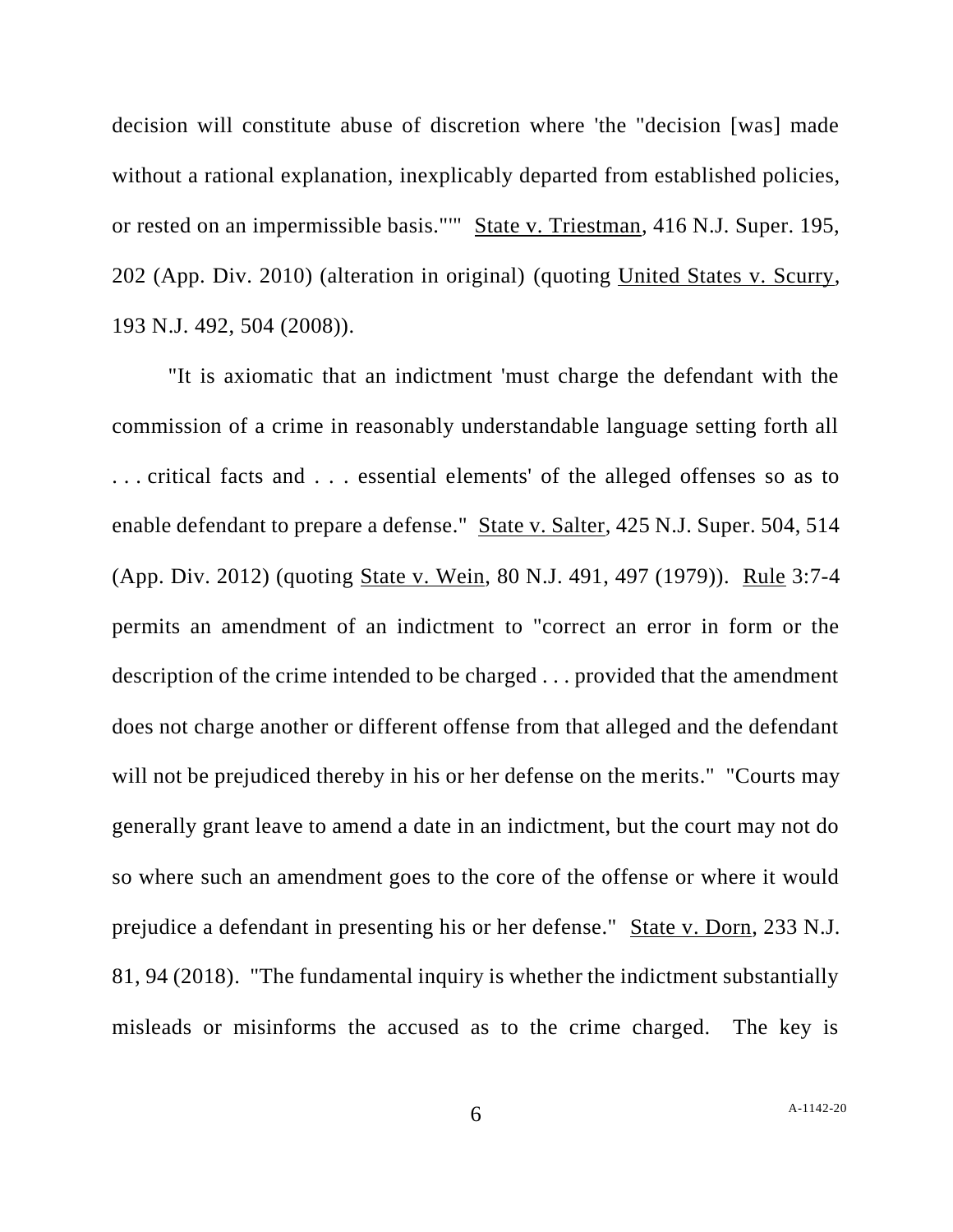decision will constitute abuse of discretion where 'the "decision [was] made without a rational explanation, inexplicably departed from established policies, or rested on an impermissible basis."'" State v. Triestman, 416 N.J. Super. 195, 202 (App. Div. 2010) (alteration in original) (quoting United States v. Scurry, 193 N.J. 492, 504 (2008)).

"It is axiomatic that an indictment 'must charge the defendant with the commission of a crime in reasonably understandable language setting forth all . . . critical facts and . . . essential elements' of the alleged offenses so as to enable defendant to prepare a defense." State v. Salter, 425 N.J. Super. 504, 514 (App. Div. 2012) (quoting State v. Wein, 80 N.J. 491, 497 (1979)). Rule 3:7-4 permits an amendment of an indictment to "correct an error in form or the description of the crime intended to be charged . . . provided that the amendment does not charge another or different offense from that alleged and the defendant will not be prejudiced thereby in his or her defense on the merits." "Courts may generally grant leave to amend a date in an indictment, but the court may not do so where such an amendment goes to the core of the offense or where it would prejudice a defendant in presenting his or her defense." State v. Dorn, 233 N.J. 81, 94 (2018). "The fundamental inquiry is whether the indictment substantially misleads or misinforms the accused as to the crime charged. The key is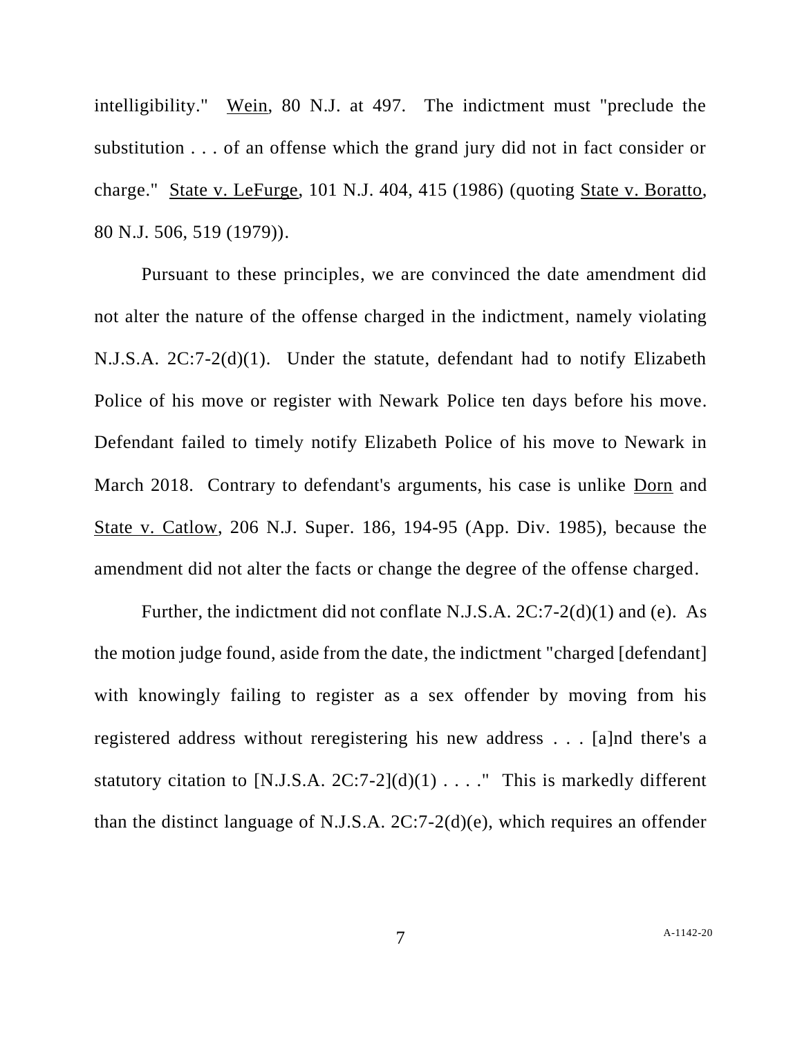intelligibility." Wein, 80 N.J. at 497. The indictment must "preclude the substitution . . . of an offense which the grand jury did not in fact consider or charge." State v. LeFurge, 101 N.J. 404, 415 (1986) (quoting State v. Boratto, 80 N.J. 506, 519 (1979)).

Pursuant to these principles, we are convinced the date amendment did not alter the nature of the offense charged in the indictment, namely violating N.J.S.A. 2C:7-2(d)(1). Under the statute, defendant had to notify Elizabeth Police of his move or register with Newark Police ten days before his move. Defendant failed to timely notify Elizabeth Police of his move to Newark in March 2018. Contrary to defendant's arguments, his case is unlike Dorn and State v. Catlow, 206 N.J. Super. 186, 194-95 (App. Div. 1985), because the amendment did not alter the facts or change the degree of the offense charged.

Further, the indictment did not conflate N.J.S.A. 2C:7-2(d)(1) and (e). As the motion judge found, aside from the date, the indictment "charged [defendant] with knowingly failing to register as a sex offender by moving from his registered address without reregistering his new address . . . [a]nd there's a statutory citation to [N.J.S.A. 2C:7-2](d)(1) . . . ." This is markedly different than the distinct language of N.J.S.A. 2C:7-2(d)(e), which requires an offender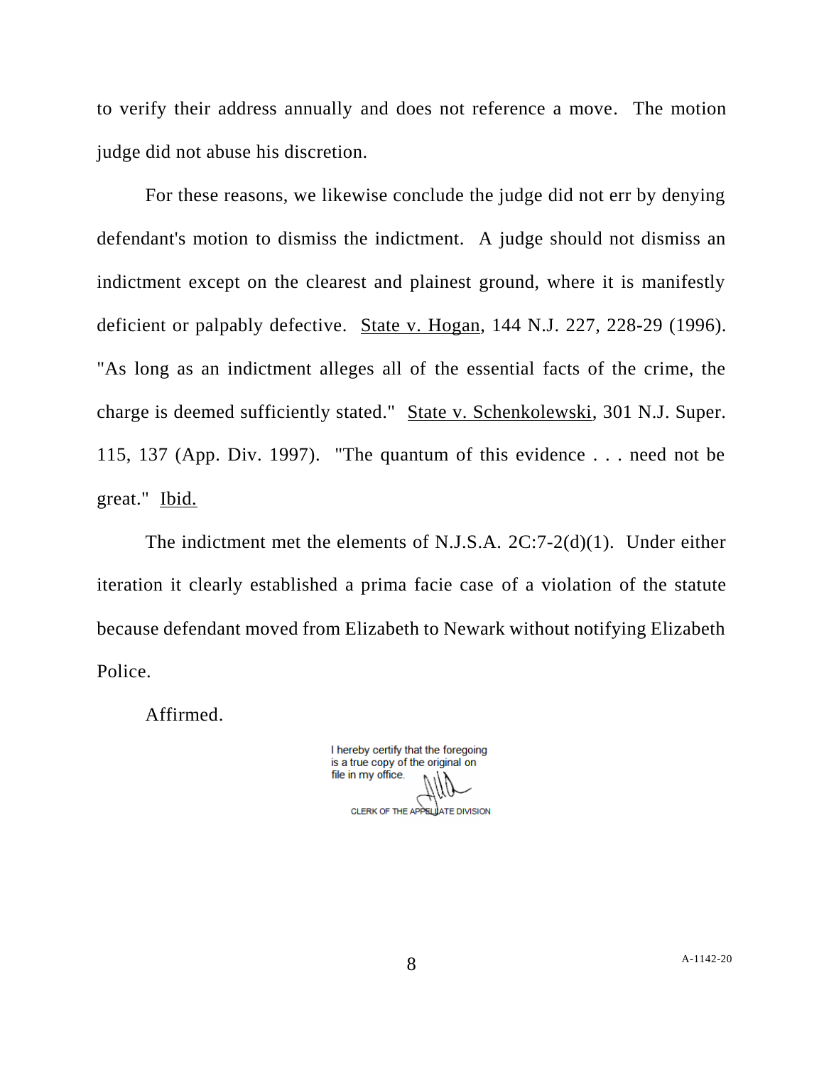to verify their address annually and does not reference a move. The motion judge did not abuse his discretion.

For these reasons, we likewise conclude the judge did not err by denying defendant's motion to dismiss the indictment. A judge should not dismiss an indictment except on the clearest and plainest ground, where it is manifestly deficient or palpably defective. State v. Hogan, 144 N.J. 227, 228-29 (1996). "As long as an indictment alleges all of the essential facts of the crime, the charge is deemed sufficiently stated." State v. Schenkolewski, 301 N.J. Super. 115, 137 (App. Div. 1997). "The quantum of this evidence . . . need not be great." Ibid.

The indictment met the elements of N.J.S.A. 2C:7-2(d)(1). Under either iteration it clearly established a prima facie case of a violation of the statute because defendant moved from Elizabeth to Newark without notifying Elizabeth Police.

Affirmed.

I hereby certify that the foregoing is a true copy of the original on file in my office.

CLERK OF THE APPELLATE DIVISION